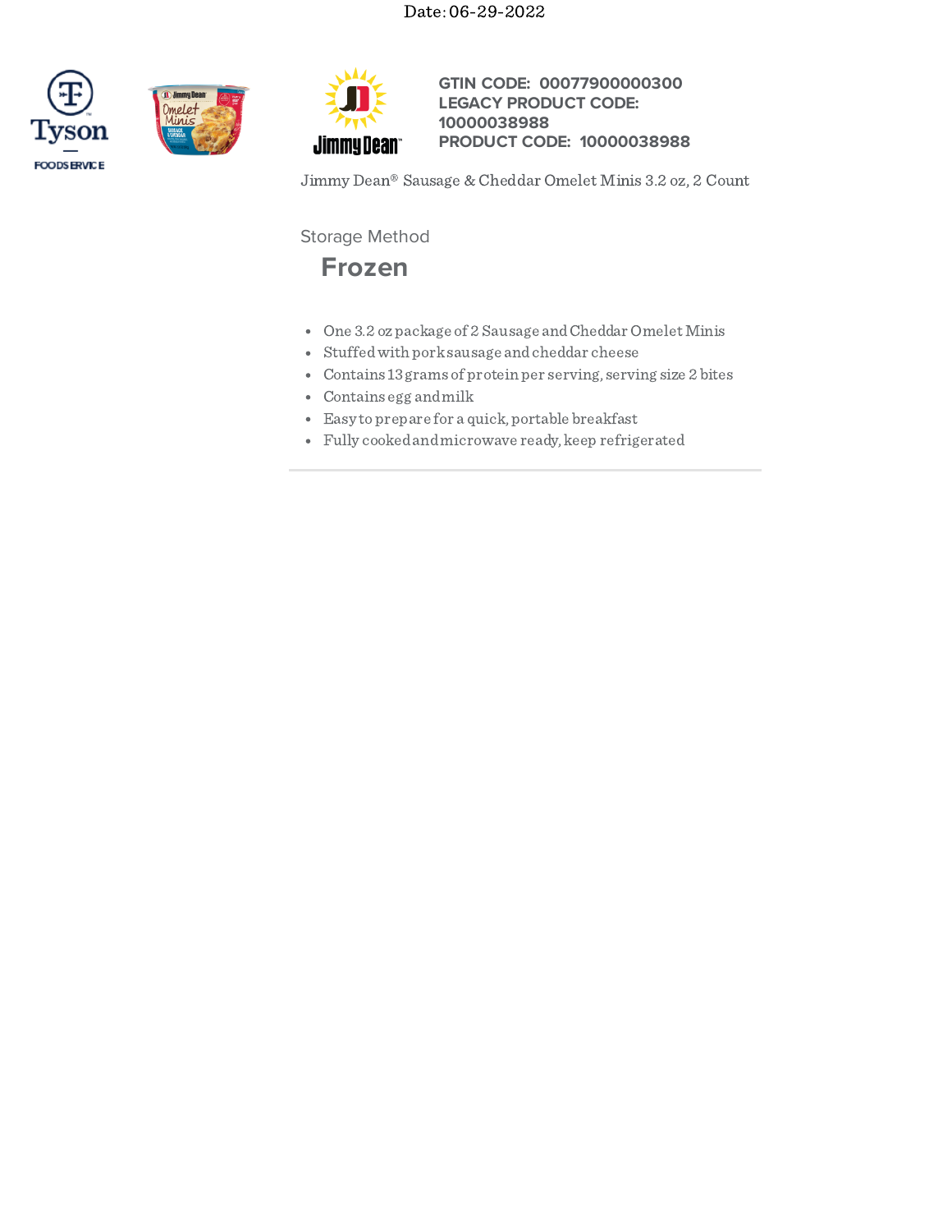Date: 06-29-2022

Tyson FOODSERVICE

Jimmy Dean

**GTIN CODE: 00077900000300**
**LEGACY PRODUCT CODE: 10000038988**
**PRODUCT CODE: 10000038988**

Jimmy Dean® Sausage & Cheddar Omelet Minis 3.2 oz, 2 Count

Storage Method

## Frozen

- One 3.2 oz package of 2 Sausage and Cheddar Omelet Minis
- Stuffed with pork sausage and cheddar cheese
- Contains 13 grams of protein per serving, serving size 2 bites
- Contains egg and milk
- Easy to prepare for a quick, portable breakfast
- Fully cooked and microwave ready, keep refrigerated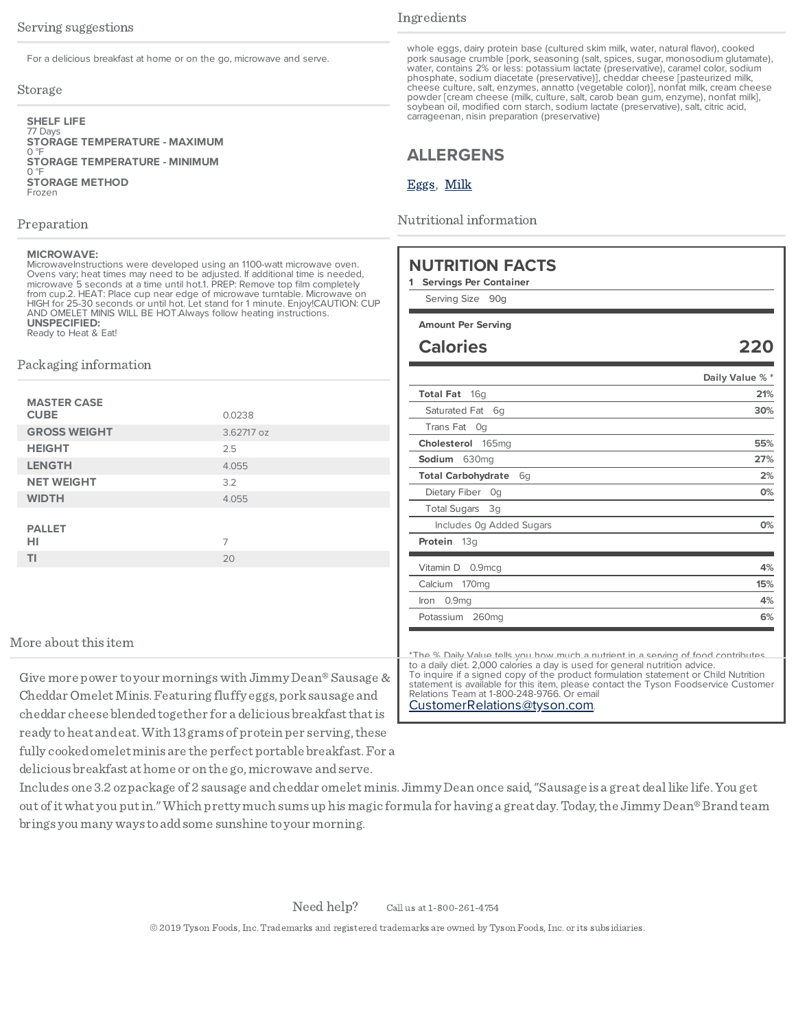## Serving suggestions

For a delicious breakfast at home or on the go, microwave and serve.

## Storage

**SHELF LIFE**
77 Days
**STORAGE TEMPERATURE - MAXIMUM**
0 °F
**STORAGE TEMPERATURE - MINIMUM**
0 °F
**STORAGE METHOD**
Frozen

## Preparation

**MICROWAVE:**
MicrowaveInstructions were developed using an 1100-watt microwave oven. Ovens vary; heat times may need to be adjusted. If additional time is needed, microwave 5 seconds at a time until hot.1. PREP: Remove top film completely from cup.2. HEAT: Place cup near edge of microwave turntable. Microwave on HIGH for 25-30 seconds or until hot. Let stand for 1 minute. Enjoy!CAUTION: CUP AND OMELET MINIS WILL BE HOT.Always follow heating instructions.
**UNSPECIFIED:**
Ready to Heat & Eat!

## Packaging information

| | |
|---|---|
| **MASTER CASE** | |
| **CUBE** | 0.0238 |
| **GROSS WEIGHT** | 3.62717 oz |
| **HEIGHT** | 2.5 |
| **LENGTH** | 4.055 |
| **NET WEIGHT** | 3.2 |
| **WIDTH** | 4.055 |
| **PALLET** | |
| **HI** | 7 |
| **TI** | 20 |

## Ingredients

whole eggs, dairy protein base (cultured skim milk, water, natural flavor), cooked pork sausage crumble [pork, seasoning (salt, spices, sugar, monosodium glutamate), water, contains 2% or less: potassium lactate (preservative), caramel color, sodium phosphate, sodium diacetate (preservative)], cheddar cheese [pasteurized milk, cheese culture, salt, enzymes, annatto (vegetable color)], nonfat milk, cream cheese powder [cream cheese (milk, culture, salt, carob bean gum, enzyme), nonfat milk], soybean oil, modified corn starch, sodium lactate (preservative), salt, citric acid, carrageenan, nisin preparation (preservative)

## ALLERGENS

Eggs, Milk

## Nutritional information

**NUTRITION FACTS**

1 Servings Per Container
Serving Size 90g

**Amount Per Serving**
**Calories 220**

| | Daily Value % * |
|---|---|
| **Total Fat** 16g | 21% |
| Saturated Fat 6g | 30% |
| Trans Fat 0g | |
| **Cholesterol** 165mg | 55% |
| **Sodium** 630mg | 27% |
| **Total Carbohydrate** 6g | 2% |
| Dietary Fiber 0g | 0% |
| Total Sugars 3g | |
| Includes 0g Added Sugars | 0% |
| **Protein** 13g | |
| Vitamin D 0.9mcg | 4% |
| Calcium 170mg | 15% |
| Iron 0.9mg | 4% |
| Potassium 260mg | 6% |

*The % Daily Value tells you how much a nutrient in a serving of food contributes to a daily diet. 2,000 calories a day is used for general nutrition advice.
To inquire if a signed copy of the product formulation statement or Child Nutrition statement is available for this item, please contact the Tyson Foodservice Customer Relations Team at 1-800-248-9766. Or email CustomerRelations@tyson.com.

## More about this item

Give more power to your mornings with Jimmy Dean® Sausage & Cheddar Omelet Minis. Featuring fluffy eggs, pork sausage and cheddar cheese blended together for a delicious breakfast that is ready to heat and eat. With 13 grams of protein per serving, these fully cooked omelet minis are the perfect portable breakfast. For a delicious breakfast at home or on the go, microwave and serve. Includes one 3.2 oz package of 2 sausage and cheddar omelet minis. Jimmy Dean once said, "Sausage is a great deal like life. You get out of it what you put in." Which pretty much sums up his magic formula for having a great day. Today, the Jimmy Dean® Brand team brings you many ways to add some sunshine to your morning.

Need help? Call us at 1-800-261-4754

© 2019 Tyson Foods, Inc. Trademarks and registered trademarks are owned by Tyson Foods, Inc. or its subsidiaries.